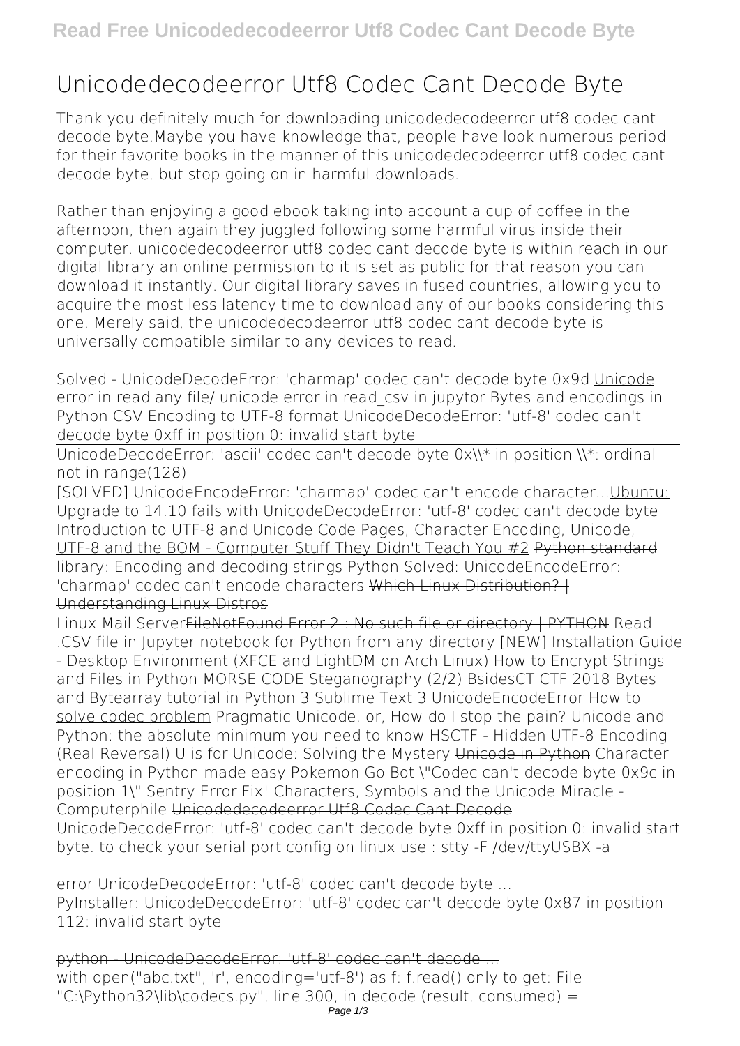# Unicodedecodeerror Utf8 Codec Cant Decode Byte

Thank you definitely much for downloading **unicodedecodeerror utf8 codec cant decode byte**.Maybe you have knowledge that, people have look numerous period for their favorite books in the manner of this unicodedecodeerror utf8 codec cant decode byte, but stop going on in harmful downloads.

Rather than enjoying a good ebook taking into account a cup of coffee in the afternoon, then again they juggled following some harmful virus inside their computer. **unicodedecodeerror utf8 codec cant decode byte** is within reach in our digital library an online permission to it is set as public for that reason you can download it instantly. Our digital library saves in fused countries, allowing you to acquire the most less latency time to download any of our books considering this one. Merely said, the unicodedecodeerror utf8 codec cant decode byte is universally compatible similar to any devices to read.

Solved - UnicodeDecodeError: 'charmap' codec can't decode byte 0x9d Unicode error in read any file/ unicode error in read_csv in jupytor Bytes and encodings in Python CSV Encoding to UTF-8 format UnicodeDecodeError: 'utf-8' codec can't decode byte 0xff in position 0: invalid start byte

UnicodeDecodeError: 'ascii' codec can't decode byte 0x\\* in position \\*: ordinal not in range(128)

[SOLVED] UnicodeEncodeError: 'charmap' codec can't encode character...Ubuntu: Upgrade to 14.10 fails with UnicodeDecodeError: 'utf-8' codec can't decode byte Introduction to UTF-8 and Unicode Code Pages, Character Encoding, Unicode, UTF-8 and the BOM - Computer Stuff They Didn't Teach You #2 Python standard library: Encoding and decoding strings Python Solved: UnicodeEncodeError: 'charmap' codec can't encode characters Which Linux Distribution? | Understanding Linux Distros

Linux Mail ServerFileNotFound Error 2 : No such file or directory | PYTHON Read .CSV file in Jupyter notebook for Python from any directory [NEW] Installation Guide - Desktop Environment (XFCE and LightDM on Arch Linux) How to Encrypt Strings and Files in Python MORSE CODE Steganography (2/2) BsidesCT CTF 2018 Bytes and Bytearray tutorial in Python 3 Sublime Text 3 UnicodeEncodeError How to solve codec problem Pragmatic Unicode, or, How do I stop the pain? Unicode and Python: the absolute minimum you need to know HSCTF - Hidden UTF-8 Encoding (Real Reversal) U is for Unicode: Solving the Mystery Unicode in Python Character encoding in Python made easy Pokemon Go Bot \"Codec can't decode byte 0x9c in position 1\" Sentry Error Fix! Characters, Symbols and the Unicode Miracle - Computerphile Unicodedecodeerror Utf8 Codec Cant Decode

UnicodeDecodeError: 'utf-8' codec can't decode byte 0xff in position 0: invalid start byte. to check your serial port config on linux use : stty -F /dev/ttyUSBX -a

error UnicodeDecodeError: 'utf-8' codec can't decode byte ...

PyInstaller: UnicodeDecodeError: 'utf-8' codec can't decode byte 0x87 in position 112: invalid start byte

python - UnicodeDecodeError: 'utf-8' codec can't decode ...

with open("abc.txt", 'r', encoding='utf-8') as f: f.read() only to get: File "C:\Python32\lib\codecs.py", line 300, in decode (result, consumed) =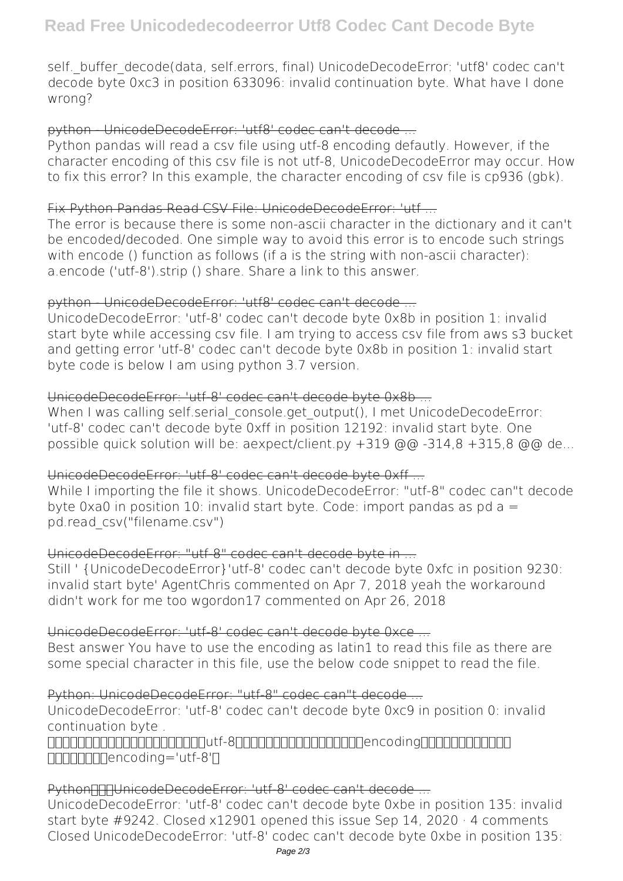self._buffer_decode(data, self.errors, final) UnicodeDecodeError: 'utf8' codec can't decode byte 0xc3 in position 633096: invalid continuation byte. What have I done wrong?

~~python - UnicodeDecodeError: 'utf8' codec can't decode ...~~

Python pandas will read a csv file using utf-8 encoding defautly. However, if the character encoding of this csv file is not utf-8, UnicodeDecodeError may occur. How to fix this error? In this example, the character encoding of csv file is cp936 (gbk).

~~Fix Python Pandas Read CSV File: UnicodeDecodeError: 'utf ...~~

The error is because there is some non-ascii character in the dictionary and it can't be encoded/decoded. One simple way to avoid this error is to encode such strings with encode () function as follows (if a is the string with non-ascii character): a.encode ('utf-8').strip () share. Share a link to this answer.

~~python - UnicodeDecodeError: 'utf8' codec can't decode ...~~

UnicodeDecodeError: 'utf-8' codec can't decode byte 0x8b in position 1: invalid start byte while accessing csv file. I am trying to access csv file from aws s3 bucket and getting error 'utf-8' codec can't decode byte 0x8b in position 1: invalid start byte code is below I am using python 3.7 version.

~~UnicodeDecodeError: 'utf-8' codec can't decode byte 0x8b ...~~

When I was calling self.serial_console.get_output(), I met UnicodeDecodeError: 'utf-8' codec can't decode byte 0xff in position 12192: invalid start byte. One possible quick solution will be: aexpect/client.py +319 @@ -314,8 +315,8 @@ de...

~~UnicodeDecodeError: 'utf-8' codec can't decode byte 0xff ...~~

While I importing the file it shows. UnicodeDecodeError: "utf-8" codec can"t decode byte 0xa0 in position 10: invalid start byte. Code: import pandas as pd a = pd.read_csv("filename.csv")

~~UnicodeDecodeError: "utf-8" codec can't decode byte in ...~~

Still ' {UnicodeDecodeError}'utf-8' codec can't decode byte 0xfc in position 9230: invalid start byte' AgentChris commented on Apr 7, 2018 yeah the workaround didn't work for me too wgordon17 commented on Apr 26, 2018

~~UnicodeDecodeError: 'utf-8' codec can't decode byte 0xce ...~~

Best answer You have to use the encoding as latin1 to read this file as there are some special character in this file, use the below code snippet to read the file.

~~Python: UnicodeDecodeError: "utf-8" codec can"t decode ...~~

UnicodeDecodeError: 'utf-8' codec can't decode byte 0xc9 in position 0: invalid continuation byte .
□□□□□□□□□□□□□□□□□□□utf-8□□□□□□□□□□□□□□□□encoding□□□□□□□□□□□□ □□□□□□□encoding='utf-8'□

~~Python□□□UnicodeDecodeError: 'utf-8' codec can't decode ...~~

UnicodeDecodeError: 'utf-8' codec can't decode byte 0xbe in position 135: invalid start byte #9242. Closed x12901 opened this issue Sep 14, 2020 · 4 comments Closed UnicodeDecodeError: 'utf-8' codec can't decode byte 0xbe in position 135: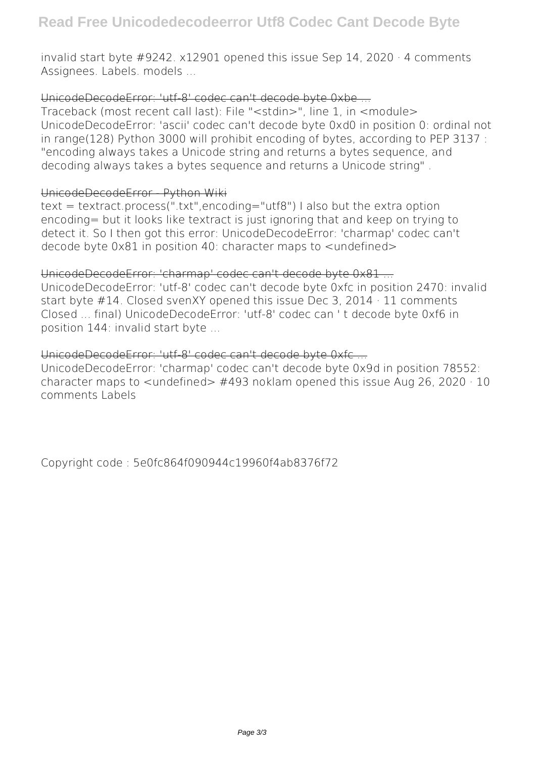invalid start byte #9242. x12901 opened this issue Sep 14, 2020 · 4 comments Assignees. Labels. models ...

UnicodeDecodeError: 'utf-8' codec can't decode byte 0xbe ...

Traceback (most recent call last): File "<stdin>", line 1, in <module> UnicodeDecodeError: 'ascii' codec can't decode byte 0xd0 in position 0: ordinal not in range(128) Python 3000 will prohibit encoding of bytes, according to PEP 3137 : "encoding always takes a Unicode string and returns a bytes sequence, and decoding always takes a bytes sequence and returns a Unicode string" .

UnicodeDecodeError - Python Wiki

text = textract.process(".txt",encoding="utf8") I also but the extra option encoding= but it looks like textract is just ignoring that and keep on trying to detect it. So I then got this error: UnicodeDecodeError: 'charmap' codec can't decode byte 0x81 in position 40: character maps to <undefined>

UnicodeDecodeError: 'charmap' codec can't decode byte 0x81 ...

UnicodeDecodeError: 'utf-8' codec can't decode byte 0xfc in position 2470: invalid start byte #14. Closed svenXY opened this issue Dec 3, 2014 · 11 comments Closed ... final) UnicodeDecodeError: 'utf-8' codec can ' t decode byte 0xf6 in position 144: invalid start byte ...

UnicodeDecodeError: 'utf-8' codec can't decode byte 0xfc ...

UnicodeDecodeError: 'charmap' codec can't decode byte 0x9d in position 78552: character maps to <undefined> #493 noklam opened this issue Aug 26, 2020 · 10 comments Labels

Copyright code : 5e0fc864f090944c19960f4ab8376f72